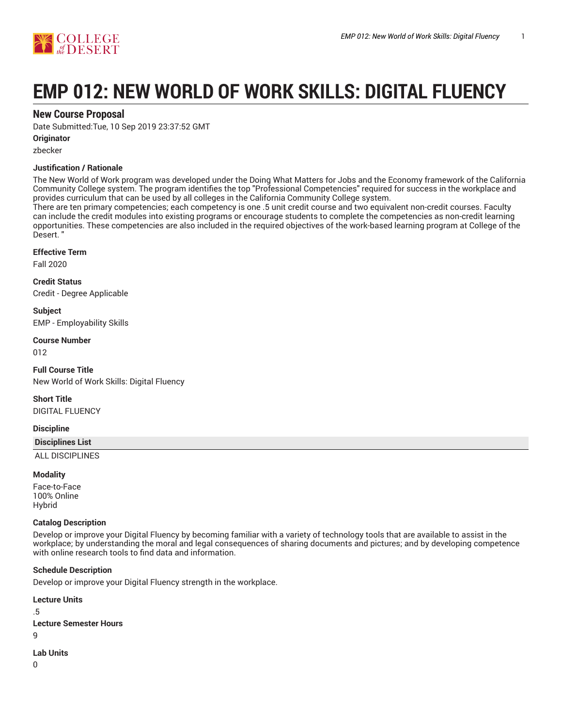# EMP 012: NEW WORLD OF WORK SKILLS: DIGITAL FLUENCY

## New Course Proposal

Date Submitted:Tue, 10 Sep 2019 23:37:52 GMT

**Originator**

zbecker

**Justification / Rationale**

The New World of Work program was developed under the Doing What Matters for Jobs and the Economy framework of the California Community College system. The program identifies the top "Professional Competencies" required for success in the workplace and provides curriculum that can be used by all colleges in the California Community College system.
There are ten primary competencies; each competency is one .5 unit credit course and two equivalent non-credit courses. Faculty can include the credit modules into existing programs or encourage students to complete the competencies as non-credit learning opportunities. These competencies are also included in the required objectives of the work-based learning program at College of the Desert. "

**Effective Term**

Fall 2020

**Credit Status**

Credit - Degree Applicable

**Subject**

EMP - Employability Skills

**Course Number**

012

**Full Course Title**

New World of Work Skills: Digital Fluency

**Short Title**

DIGITAL FLUENCY

**Discipline**

| Disciplines List |
| --- |
| ALL DISCIPLINES |

**Modality**

Face-to-Face
100% Online
Hybrid

**Catalog Description**

Develop or improve your Digital Fluency by becoming familiar with a variety of technology tools that are available to assist in the workplace; by understanding the moral and legal consequences of sharing documents and pictures; and by developing competence with online research tools to find data and information.

**Schedule Description**

Develop or improve your Digital Fluency strength in the workplace.

**Lecture Units**

.5

**Lecture Semester Hours**

9

**Lab Units**

0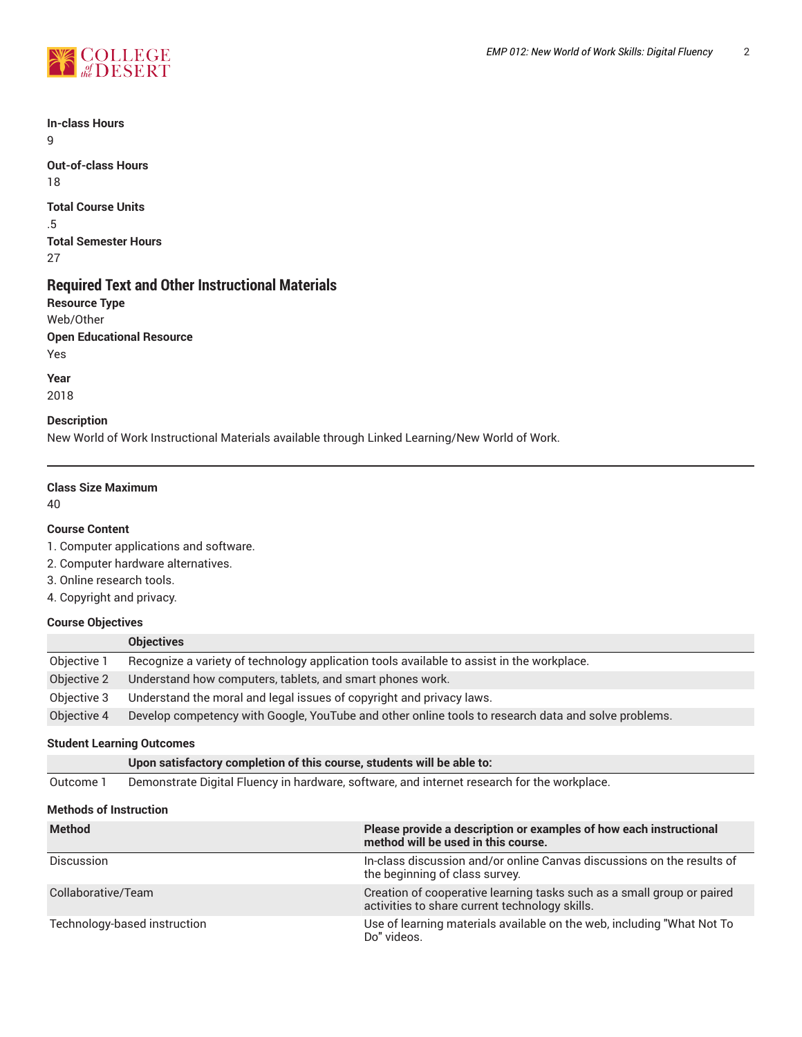**In-class Hours**
9

**Out-of-class Hours**
18

**Total Course Units**
.5

**Total Semester Hours**
27

## Required Text and Other Instructional Materials

**Resource Type**
Web/Other

**Open Educational Resource**
Yes

**Year**
2018

**Description**
New World of Work Instructional Materials available through Linked Learning/New World of Work.

---

**Class Size Maximum**
40

**Course Content**

1. Computer applications and software.
2. Computer hardware alternatives.
3. Online research tools.
4. Copyright and privacy.

**Course Objectives**

| | Objectives |
|---|---|
| Objective 1 | Recognize a variety of technology application tools available to assist in the workplace. |
| Objective 2 | Understand how computers, tablets, and smart phones work. |
| Objective 3 | Understand the moral and legal issues of copyright and privacy laws. |
| Objective 4 | Develop competency with Google, YouTube and other online tools to research data and solve problems. |

**Student Learning Outcomes**

| | Upon satisfactory completion of this course, students will be able to: |
|---|---|
| Outcome 1 | Demonstrate Digital Fluency in hardware, software, and internet research for the workplace. |

**Methods of Instruction**

| Method | Please provide a description or examples of how each instructional method will be used in this course. |
|---|---|
| Discussion | In-class discussion and/or online Canvas discussions on the results of the beginning of class survey. |
| Collaborative/Team | Creation of cooperative learning tasks such as a small group or paired activities to share current technology skills. |
| Technology-based instruction | Use of learning materials available on the web, including "What Not To Do" videos. |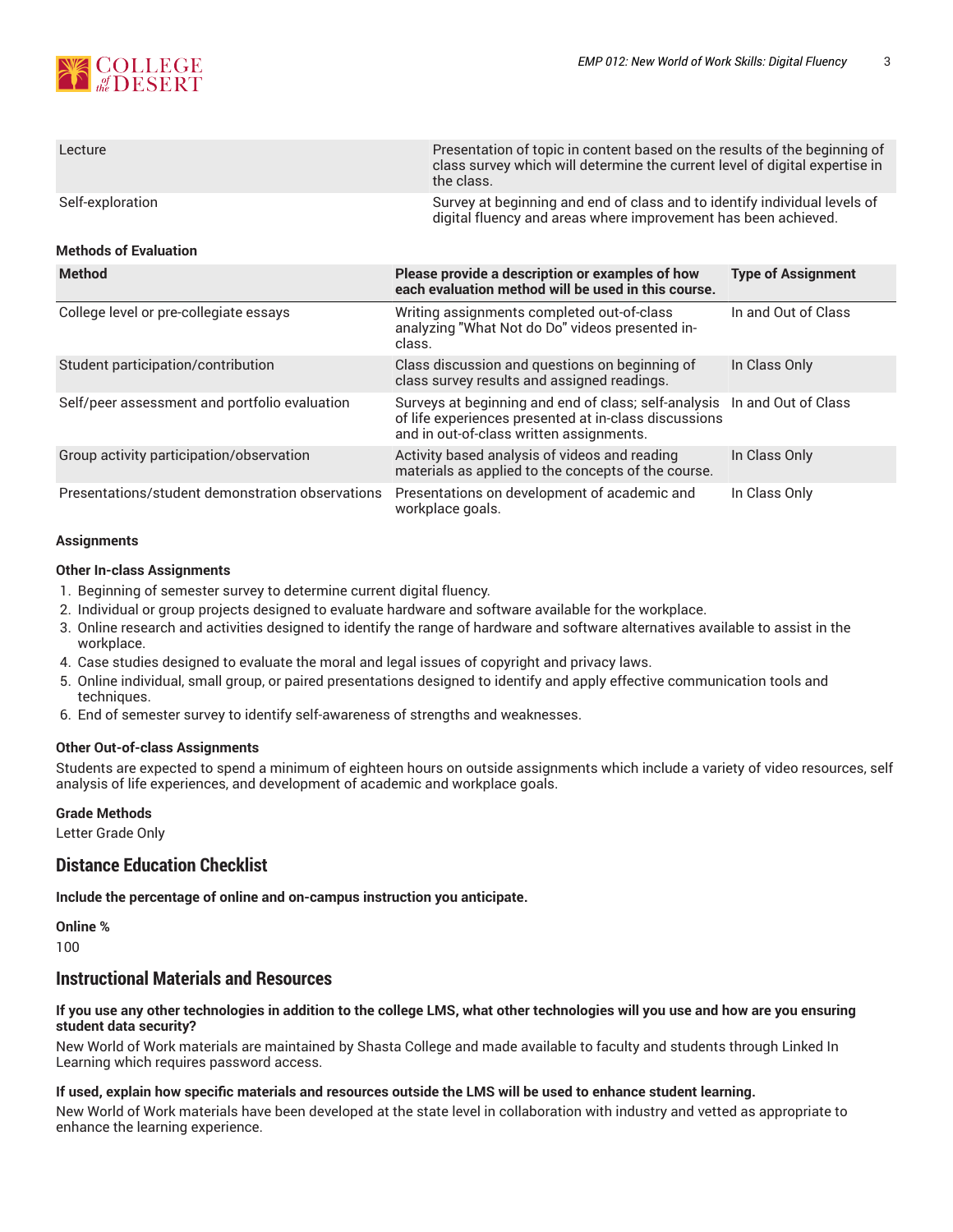| | |
|---|---|
| Lecture | Presentation of topic in content based on the results of the beginning of class survey which will determine the current level of digital expertise in the class. |
| Self-exploration | Survey at beginning and end of class and to identify individual levels of digital fluency and areas where improvement has been achieved. |

#### Methods of Evaluation

| Method | Please provide a description or examples of how each evaluation method will be used in this course. | Type of Assignment |
|---|---|---|
| College level or pre-collegiate essays | Writing assignments completed out-of-class analyzing "What Not do Do" videos presented in-class. | In and Out of Class |
| Student participation/contribution | Class discussion and questions on beginning of class survey results and assigned readings. | In Class Only |
| Self/peer assessment and portfolio evaluation | Surveys at beginning and end of class; self-analysis of life experiences presented at in-class discussions and in out-of-class written assignments. | In and Out of Class |
| Group activity participation/observation | Activity based analysis of videos and reading materials as applied to the concepts of the course. | In Class Only |
| Presentations/student demonstration observations | Presentations on development of academic and workplace goals. | In Class Only |

#### Assignments

**Other In-class Assignments**

1. Beginning of semester survey to determine current digital fluency.
2. Individual or group projects designed to evaluate hardware and software available for the workplace.
3. Online research and activities designed to identify the range of hardware and software alternatives available to assist in the workplace.
4. Case studies designed to evaluate the moral and legal issues of copyright and privacy laws.
5. Online individual, small group, or paired presentations designed to identify and apply effective communication tools and techniques.
6. End of semester survey to identify self-awareness of strengths and weaknesses.

**Other Out-of-class Assignments**

Students are expected to spend a minimum of eighteen hours on outside assignments which include a variety of video resources, self analysis of life experiences, and development of academic and workplace goals.

**Grade Methods**

Letter Grade Only

## Distance Education Checklist

**Include the percentage of online and on-campus instruction you anticipate.**

**Online %**

100

## Instructional Materials and Resources

**If you use any other technologies in addition to the college LMS, what other technologies will you use and how are you ensuring student data security?**

New World of Work materials are maintained by Shasta College and made available to faculty and students through Linked In Learning which requires password access.

**If used, explain how specific materials and resources outside the LMS will be used to enhance student learning.**

New World of Work materials have been developed at the state level in collaboration with industry and vetted as appropriate to enhance the learning experience.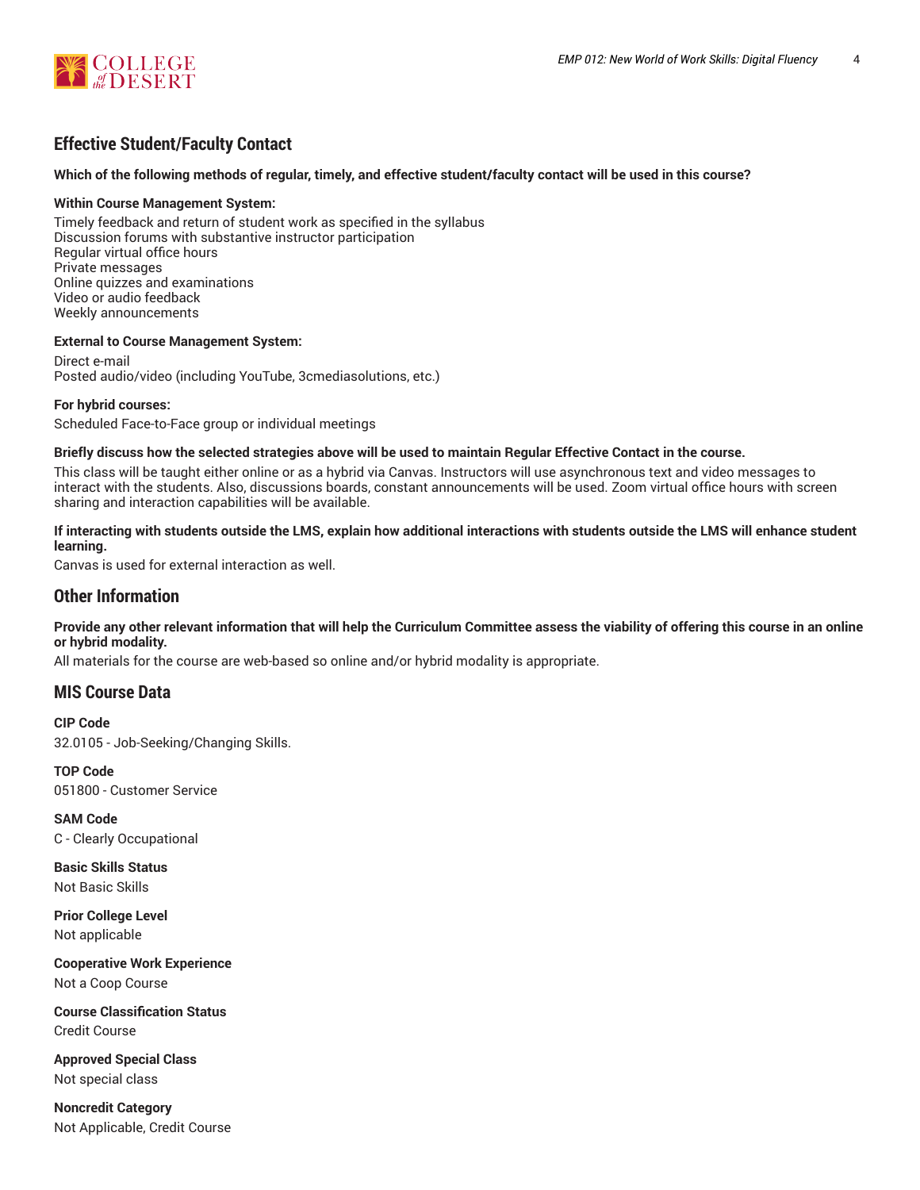## Effective Student/Faculty Contact

**Which of the following methods of regular, timely, and effective student/faculty contact will be used in this course?**

**Within Course Management System:**

Timely feedback and return of student work as specified in the syllabus
Discussion forums with substantive instructor participation
Regular virtual office hours
Private messages
Online quizzes and examinations
Video or audio feedback
Weekly announcements

**External to Course Management System:**

Direct e-mail
Posted audio/video (including YouTube, 3cmediasolutions, etc.)

**For hybrid courses:**

Scheduled Face-to-Face group or individual meetings

**Briefly discuss how the selected strategies above will be used to maintain Regular Effective Contact in the course.**

This class will be taught either online or as a hybrid via Canvas. Instructors will use asynchronous text and video messages to interact with the students. Also, discussions boards, constant announcements will be used. Zoom virtual office hours with screen sharing and interaction capabilities will be available.

**If interacting with students outside the LMS, explain how additional interactions with students outside the LMS will enhance student learning.**

Canvas is used for external interaction as well.

## Other Information

**Provide any other relevant information that will help the Curriculum Committee assess the viability of offering this course in an online or hybrid modality.**

All materials for the course are web-based so online and/or hybrid modality is appropriate.

## MIS Course Data

**CIP Code**

32.0105 - Job-Seeking/Changing Skills.

**TOP Code**

051800 - Customer Service

**SAM Code**

C - Clearly Occupational

**Basic Skills Status**

Not Basic Skills

**Prior College Level**

Not applicable

**Cooperative Work Experience**

Not a Coop Course

**Course Classification Status**

Credit Course

**Approved Special Class**

Not special class

**Noncredit Category**

Not Applicable, Credit Course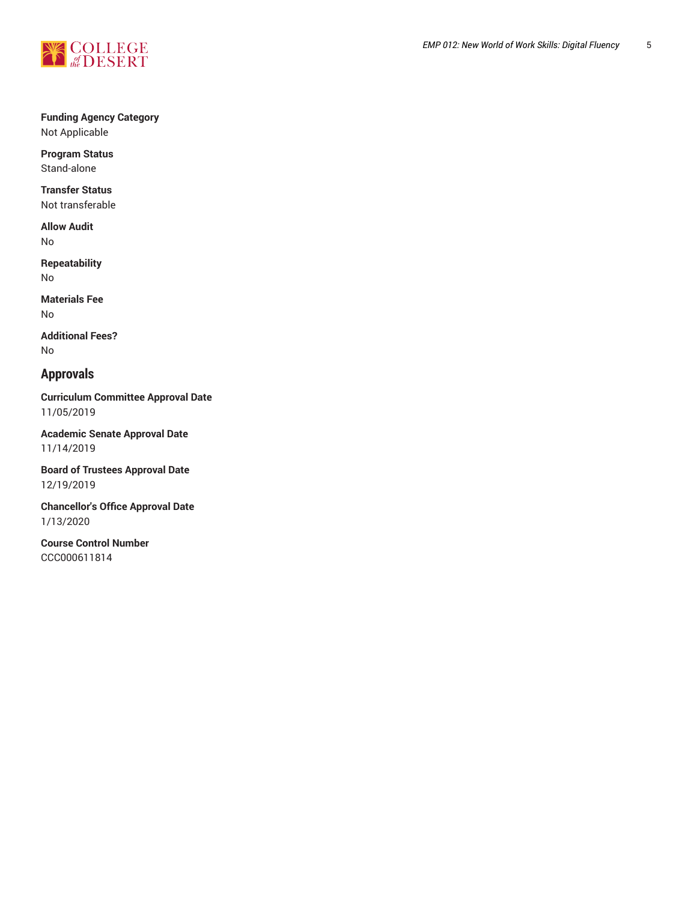**Funding Agency Category**
Not Applicable

**Program Status**
Stand-alone

**Transfer Status**
Not transferable

**Allow Audit**
No

**Repeatability**
No

**Materials Fee**
No

**Additional Fees?**
No

## Approvals

**Curriculum Committee Approval Date**
11/05/2019

**Academic Senate Approval Date**
11/14/2019

**Board of Trustees Approval Date**
12/19/2019

**Chancellor's Office Approval Date**
1/13/2020

**Course Control Number**
CCC000611814